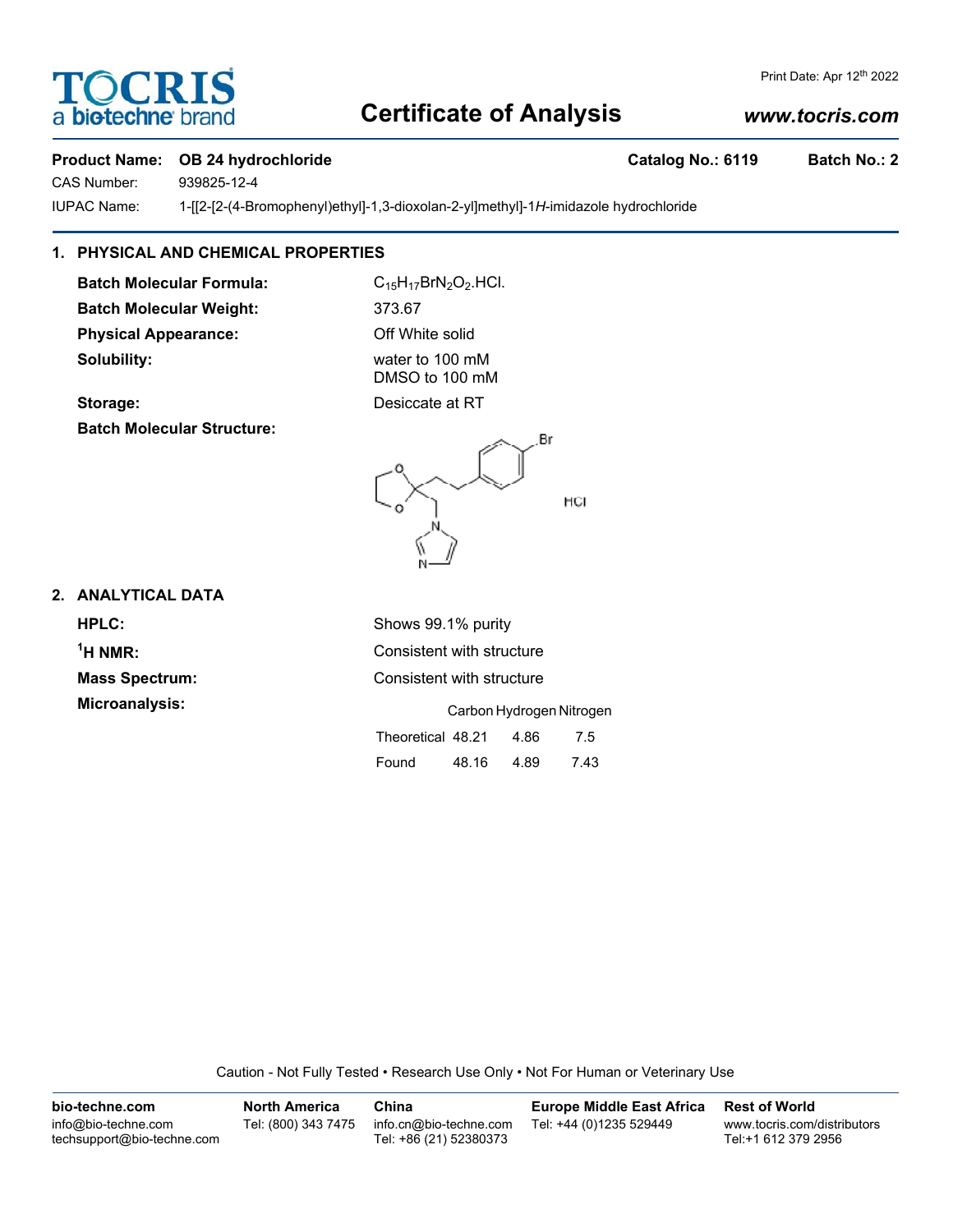# Certificate of Analysis

Print Date: Apr 12th 2022

www.tocris.com

**Product Name:** OB 24 hydrochloride **Catalog No.:** 6119 **Batch No.:** 2

CAS Number: 939825-12-4

IUPAC Name: 1-[[2-[2-(4-Bromophenyl)ethyl]-1,3-dioxolan-2-yl]methyl]-1*H*-imidazole hydrochloride

## 1. PHYSICAL AND CHEMICAL PROPERTIES

**Batch Molecular Formula:** $C_{15}H_{17}BrN_2O_2$.HCl.

**Batch Molecular Weight:** 373.67

**Physical Appearance:** Off White solid

**Solubility:** water to 100 mM
DMSO to 100 mM

**Storage:** Desiccate at RT

**Batch Molecular Structure:**

HCl

## 2. ANALYTICAL DATA

**HPLC:** Shows 99.1% purity

**$^1$H NMR:** Consistent with structure

**Mass Spectrum:** Consistent with structure

**Microanalysis:**

| | Carbon | Hydrogen | Nitrogen |
|---|---|---|---|
| Theoretical | 48.21 | 4.86 | 7.5 |
| Found | 48.16 | 4.89 | 7.43 |

Caution - Not Fully Tested • Research Use Only • Not For Human or Veterinary Use

**bio-techne.com**
info@bio-techne.com
techsupport@bio-techne.com

**North America**
Tel: (800) 343 7475

**China**
info.cn@bio-techne.com
Tel: +86 (21) 52380373

**Europe Middle East Africa**
Tel: +44 (0)1235 529449

**Rest of World**
www.tocris.com/distributors
Tel:+1 612 379 2956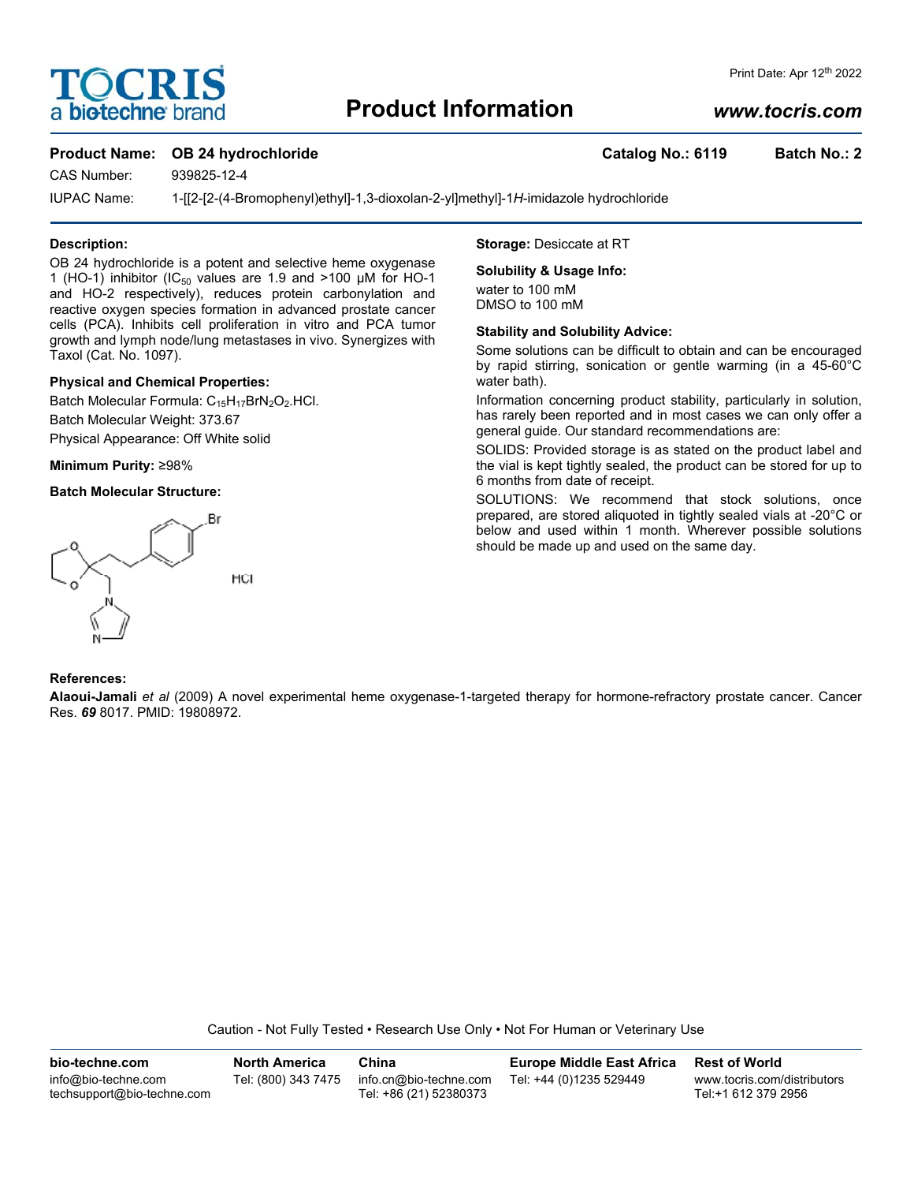Print Date: Apr 12th 2022

# TOCRIS a biotechne brand — Product Information

www.tocris.com

**Product Name:** OB 24 hydrochloride **Catalog No.:** 6119 **Batch No.:** 2

CAS Number: 939825-12-4

IUPAC Name: 1-[[2-[2-(4-Bromophenyl)ethyl]-1,3-dioxolan-2-yl]methyl]-1*H*-imidazole hydrochloride

### Description:

OB 24 hydrochloride is a potent and selective heme oxygenase 1 (HO-1) inhibitor ($IC_{50}$ values are 1.9 and >100 μM for HO-1 and HO-2 respectively), reduces protein carbonylation and reactive oxygen species formation in advanced prostate cancer cells (PCA). Inhibits cell proliferation in vitro and PCA tumor growth and lymph node/lung metastases in vivo. Synergizes with Taxol (Cat. No. 1097).

### Physical and Chemical Properties:

Batch Molecular Formula: $C_{15}H_{17}BrN_2O_2$.HCl.

Batch Molecular Weight: 373.67

Physical Appearance: Off White solid

**Minimum Purity:** ≥98%

### Batch Molecular Structure:

HCl

### Storage: Desiccate at RT

### Solubility & Usage Info:

water to 100 mM
DMSO to 100 mM

### Stability and Solubility Advice:

Some solutions can be difficult to obtain and can be encouraged by rapid stirring, sonication or gentle warming (in a 45-60°C water bath).

Information concerning product stability, particularly in solution, has rarely been reported and in most cases we can only offer a general guide. Our standard recommendations are:

SOLIDS: Provided storage is as stated on the product label and the vial is kept tightly sealed, the product can be stored for up to 6 months from date of receipt.

SOLUTIONS: We recommend that stock solutions, once prepared, are stored aliquoted in tightly sealed vials at -20°C or below and used within 1 month. Wherever possible solutions should be made up and used on the same day.

### References:

**Alaoui-Jamali** *et al* (2009) A novel experimental heme oxygenase-1-targeted therapy for hormone-refractory prostate cancer. Cancer Res. ***69*** 8017. PMID: 19808972.

Caution - Not Fully Tested • Research Use Only • Not For Human or Veterinary Use

| **bio-techne.com** | **North America** | **China** | **Europe Middle East Africa** | **Rest of World** |
| --- | --- | --- | --- | --- |
| info@bio-techne.com<br>techsupport@bio-techne.com | Tel: (800) 343 7475 | info.cn@bio-techne.com<br>Tel: +86 (21) 52380373 | Tel: +44 (0)1235 529449 | www.tocris.com/distributors<br>Tel:+1 612 379 2956 |